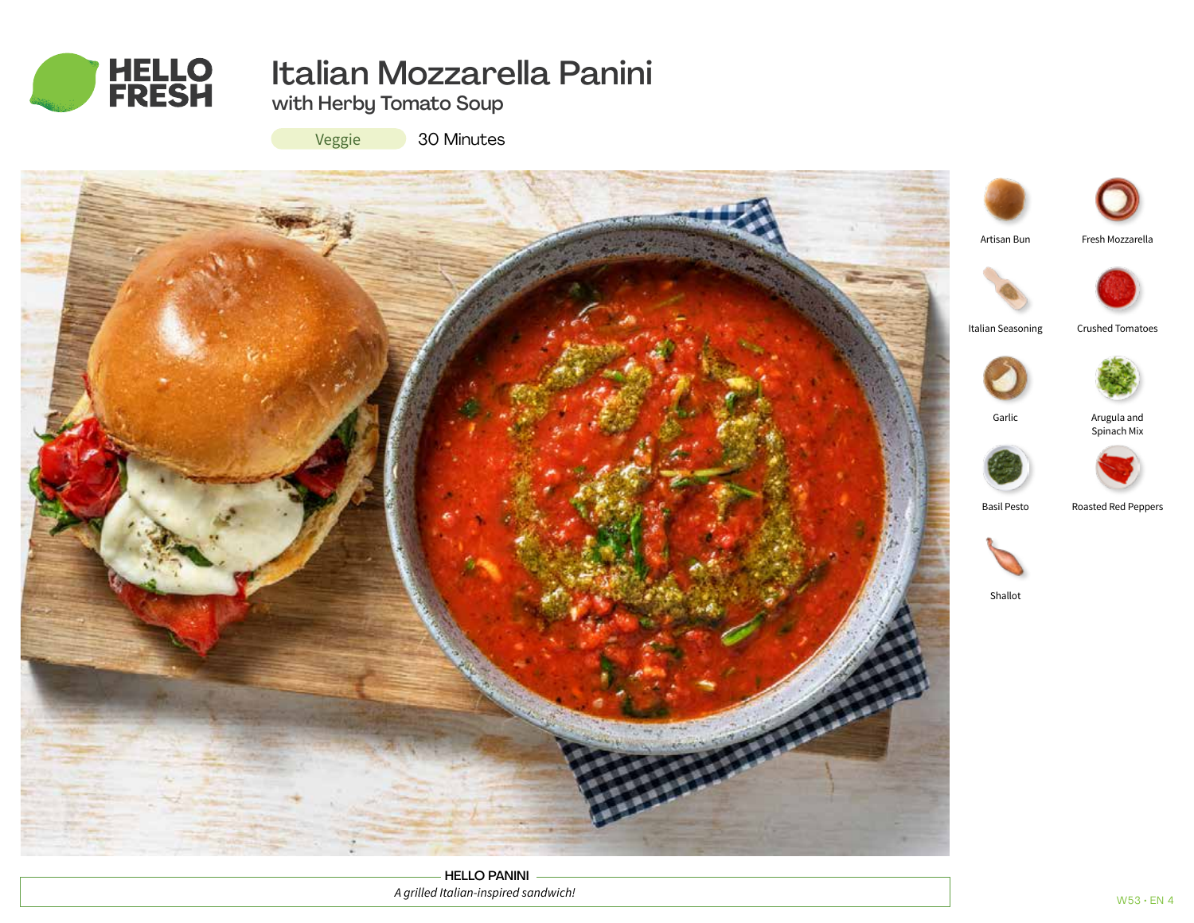# Italian Mozzarella Panini

## with Herby Tomato Soup

Veggie 30 Minutes

- Artisan Bun
- Fresh Mozzarella
- Italian Seasoning
- Crushed Tomatoes
- Garlic
- Arugula and Spinach Mix
- Basil Pesto
- Roasted Red Peppers
- Shallot

**HELLO PANINI**

*A grilled Italian-inspired sandwich!*

W53 • EN 4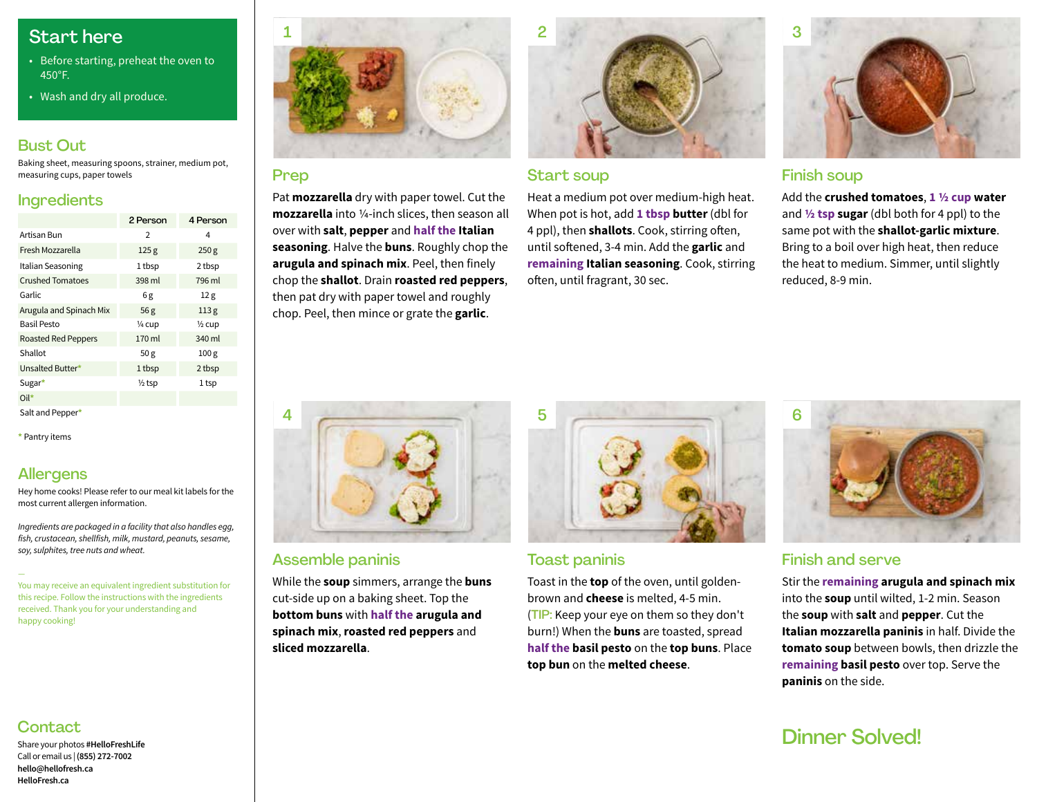## Start here

- Before starting, preheat the oven to 450°F.
- Wash and dry all produce.

## Bust Out

Baking sheet, measuring spoons, strainer, medium pot, measuring cups, paper towels

## Ingredients

| | 2 Person | 4 Person |
|---|---|---|
| Artisan Bun | 2 | 4 |
| Fresh Mozzarella | 125 g | 250 g |
| Italian Seasoning | 1 tbsp | 2 tbsp |
| Crushed Tomatoes | 398 ml | 796 ml |
| Garlic | 6 g | 12 g |
| Arugula and Spinach Mix | 56 g | 113 g |
| Basil Pesto | ¼ cup | ½ cup |
| Roasted Red Peppers | 170 ml | 340 ml |
| Shallot | 50 g | 100 g |
| Unsalted Butter* | 1 tbsp | 2 tbsp |
| Sugar* | ½ tsp | 1 tsp |
| Oil* | | |
| Salt and Pepper* | | |

\* Pantry items

## Allergens

Hey home cooks! Please refer to our meal kit labels for the most current allergen information.

*Ingredients are packaged in a facility that also handles egg, fish, crustacean, shellfish, milk, mustard, peanuts, sesame, soy, sulphites, tree nuts and wheat.*

—

You may receive an equivalent ingredient substitution for this recipe. Follow the instructions with the ingredients received. Thank you for your understanding and happy cooking!

## Contact

Share your photos **#HelloFreshLife**
Call or email us | **(855) 272-7002**
**hello@hellofresh.ca**
**HelloFresh.ca**

## 1 Prep

Pat **mozzarella** dry with paper towel. Cut the **mozzarella** into ¼-inch slices, then season all over with **salt**, **pepper** and **half the Italian seasoning**. Halve the **buns**. Roughly chop the **arugula and spinach mix**. Peel, then finely chop the **shallot**. Drain **roasted red peppers**, then pat dry with paper towel and roughly chop. Peel, then mince or grate the **garlic**.

## 2 Start soup

Heat a medium pot over medium-high heat. When pot is hot, add **1 tbsp butter** (dbl for 4 ppl), then **shallots**. Cook, stirring often, until softened, 3-4 min. Add the **garlic** and **remaining Italian seasoning**. Cook, stirring often, until fragrant, 30 sec.

## 3 Finish soup

Add the **crushed tomatoes**, **1 ½ cup water** and **½ tsp sugar** (dbl both for 4 ppl) to the same pot with the **shallot-garlic mixture**. Bring to a boil over high heat, then reduce the heat to medium. Simmer, until slightly reduced, 8-9 min.

## 4 Assemble paninis

While the **soup** simmers, arrange the **buns** cut-side up on a baking sheet. Top the **bottom buns** with **half the arugula and spinach mix**, **roasted red peppers** and **sliced mozzarella**.

## 5 Toast paninis

Toast in the **top** of the oven, until golden-brown and **cheese** is melted, 4-5 min. (TIP: Keep your eye on them so they don't burn!) When the **buns** are toasted, spread **half the basil pesto** on the **top buns**. Place **top bun** on the **melted cheese**.

## 6 Finish and serve

Stir the **remaining arugula and spinach mix** into the **soup** until wilted, 1-2 min. Season the **soup** with **salt** and **pepper**. Cut the **Italian mozzarella paninis** in half. Divide the **tomato soup** between bowls, then drizzle the **remaining basil pesto** over top. Serve the **paninis** on the side.

## Dinner Solved!